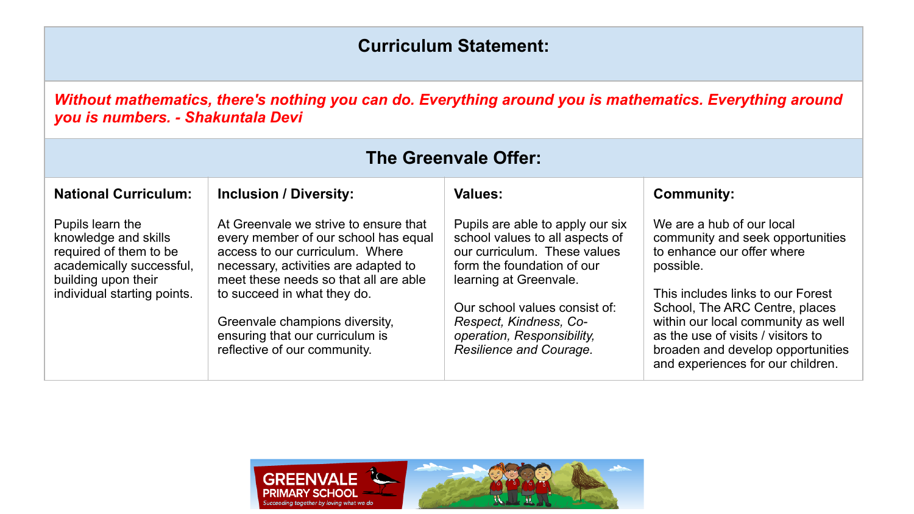## Curriculum Statement:

***Without mathematics, there's nothing you can do. Everything around you is mathematics. Everything around you is numbers. - Shakuntala Devi***

## The Greenvale Offer:

| **National Curriculum:** | **Inclusion / Diversity:** | **Values:** | **Community:** |
|---|---|---|---|
| Pupils learn the knowledge and skills required of them to be academically successful, building upon their individual starting points. | At Greenvale we strive to ensure that every member of our school has equal access to our curriculum. Where necessary, activities are adapted to meet these needs so that all are able to succeed in what they do.<br><br>Greenvale champions diversity, ensuring that our curriculum is reflective of our community. | Pupils are able to apply our six school values to all aspects of our curriculum. These values form the foundation of our learning at Greenvale.<br><br>Our school values consist of: *Respect, Kindness, Co-operation, Responsibility, Resilience and Courage.* | We are a hub of our local community and seek opportunities to enhance our offer where possible.<br><br>This includes links to our Forest School, The ARC Centre, places within our local community as well as the use of visits / visitors to broaden and develop opportunities and experiences for our children. |

GREENVALE PRIMARY SCHOOL
*Succeeding together by loving what we do*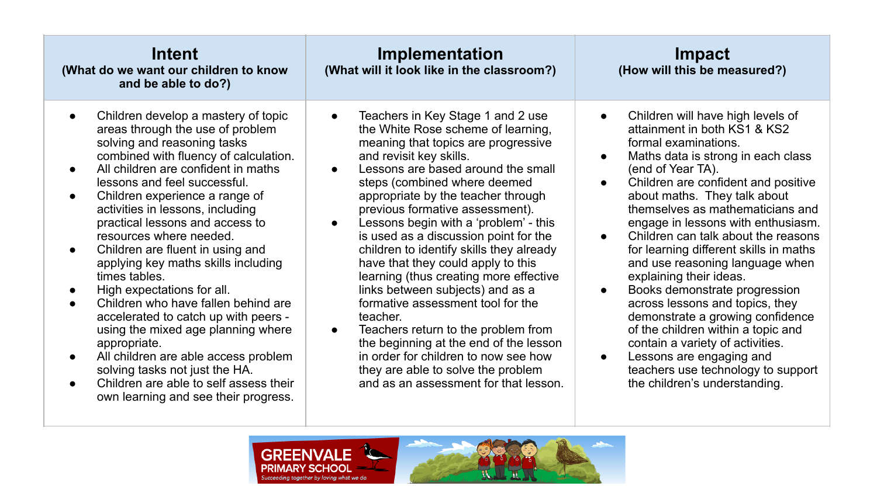| Intent (What do we want our children to know and be able to do?) | Implementation (What will it look like in the classroom?) | Impact (How will this be measured?) |
|---|---|---|
| • Children develop a mastery of topic areas through the use of problem solving and reasoning tasks combined with fluency of calculation.<br>• All children are confident in maths lessons and feel successful.<br>• Children experience a range of activities in lessons, including practical lessons and access to resources where needed.<br>• Children are fluent in using and applying key maths skills including times tables.<br>• High expectations for all.<br>• Children who have fallen behind are accelerated to catch up with peers - using the mixed age planning where appropriate.<br>• All children are able access problem solving tasks not just the HA.<br>• Children are able to self assess their own learning and see their progress. | • Teachers in Key Stage 1 and 2 use the White Rose scheme of learning, meaning that topics are progressive and revisit key skills.<br>• Lessons are based around the small steps (combined where deemed appropriate by the teacher through previous formative assessment).<br>• Lessons begin with a 'problem' - this is used as a discussion point for the children to identify skills they already have that they could apply to this learning (thus creating more effective links between subjects) and as a formative assessment tool for the teacher.<br>• Teachers return to the problem from the beginning at the end of the lesson in order for children to now see how they are able to solve the problem and as an assessment for that lesson. | • Children will have high levels of attainment in both KS1 & KS2 formal examinations.<br>• Maths data is strong in each class (end of Year TA).<br>• Children are confident and positive about maths. They talk about themselves as mathematicians and engage in lessons with enthusiasm.<br>• Children can talk about the reasons for learning different skills in maths and use reasoning language when explaining their ideas.<br>• Books demonstrate progression across lessons and topics, they demonstrate a growing confidence of the children within a topic and contain a variety of activities.<br>• Lessons are engaging and teachers use technology to support the children's understanding. |

GREENVALE PRIMARY SCHOOL

*Succeeding together by loving what we do*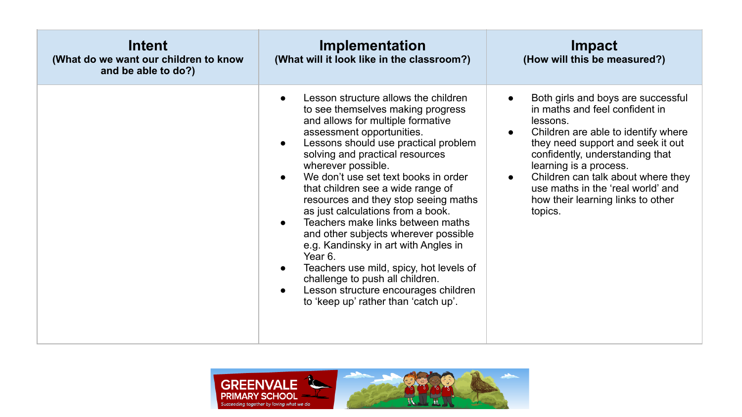| Intent<br>(What do we want our children to know and be able to do?) | Implementation<br>(What will it look like in the classroom?) | Impact<br>(How will this be measured?) |
|---|---|---|
| | • Lesson structure allows the children to see themselves making progress and allows for multiple formative assessment opportunities.<br>• Lessons should use practical problem solving and practical resources wherever possible.<br>• We don't use set text books in order that children see a wide range of resources and they stop seeing maths as just calculations from a book.<br>• Teachers make links between maths and other subjects wherever possible e.g. Kandinsky in art with Angles in Year 6.<br>• Teachers use mild, spicy, hot levels of challenge to push all children.<br>• Lesson structure encourages children to 'keep up' rather than 'catch up'. | • Both girls and boys are successful in maths and feel confident in lessons.<br>• Children are able to identify where they need support and seek it out confidently, understanding that learning is a process.<br>• Children can talk about where they use maths in the 'real world' and how their learning links to other topics. |